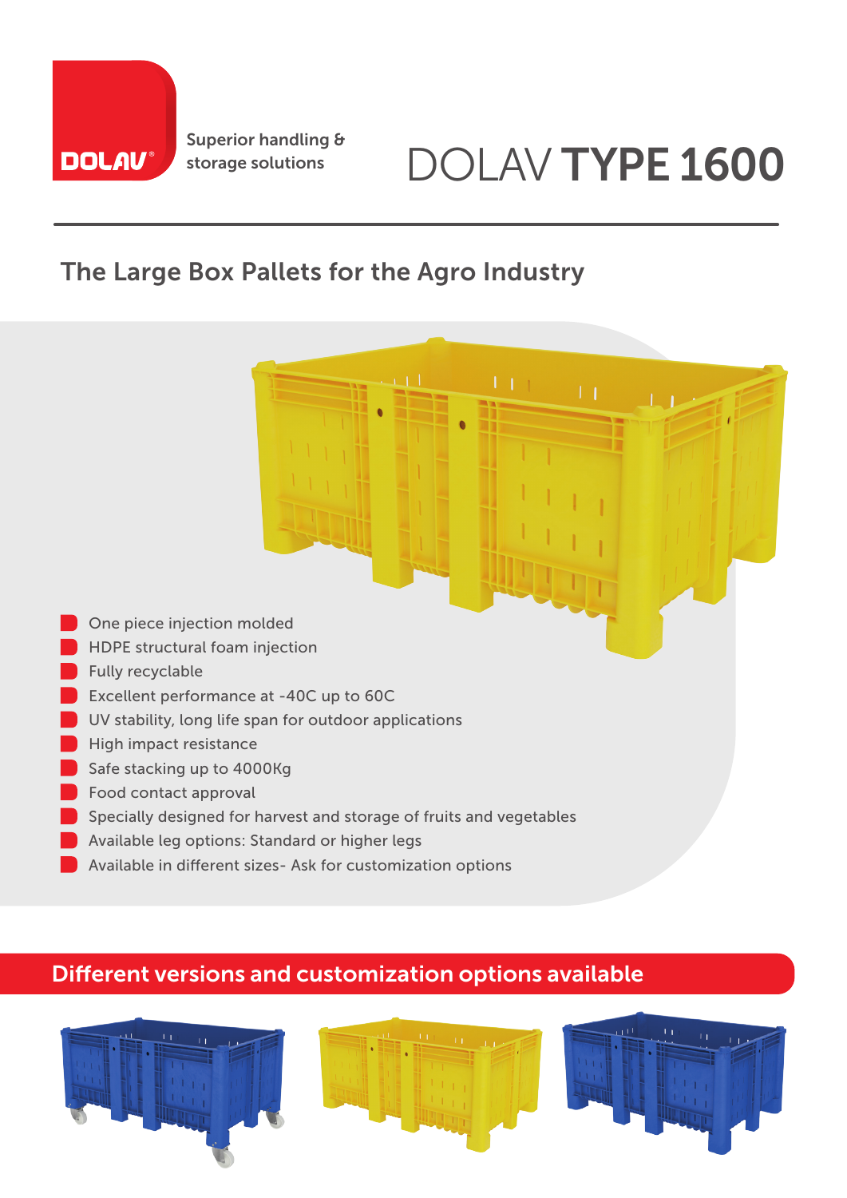DOLAV®

Superior handling & storage solutions

# DOLAV **TYPE 1600**

## The Large Box Pallets for the Agro Industry

- One piece injection molded
- HDPE structural foam injection
- Fully recyclable
- Excellent performance at -40C up to 60C
- UV stability, long life span for outdoor applications
- High impact resistance
- Safe stacking up to 4000Kg
- Food contact approval
- Specially designed for harvest and storage of fruits and vegetables
- Available leg options: Standard or higher legs
- Available in different sizes- Ask for customization options

## Different versions and customization options available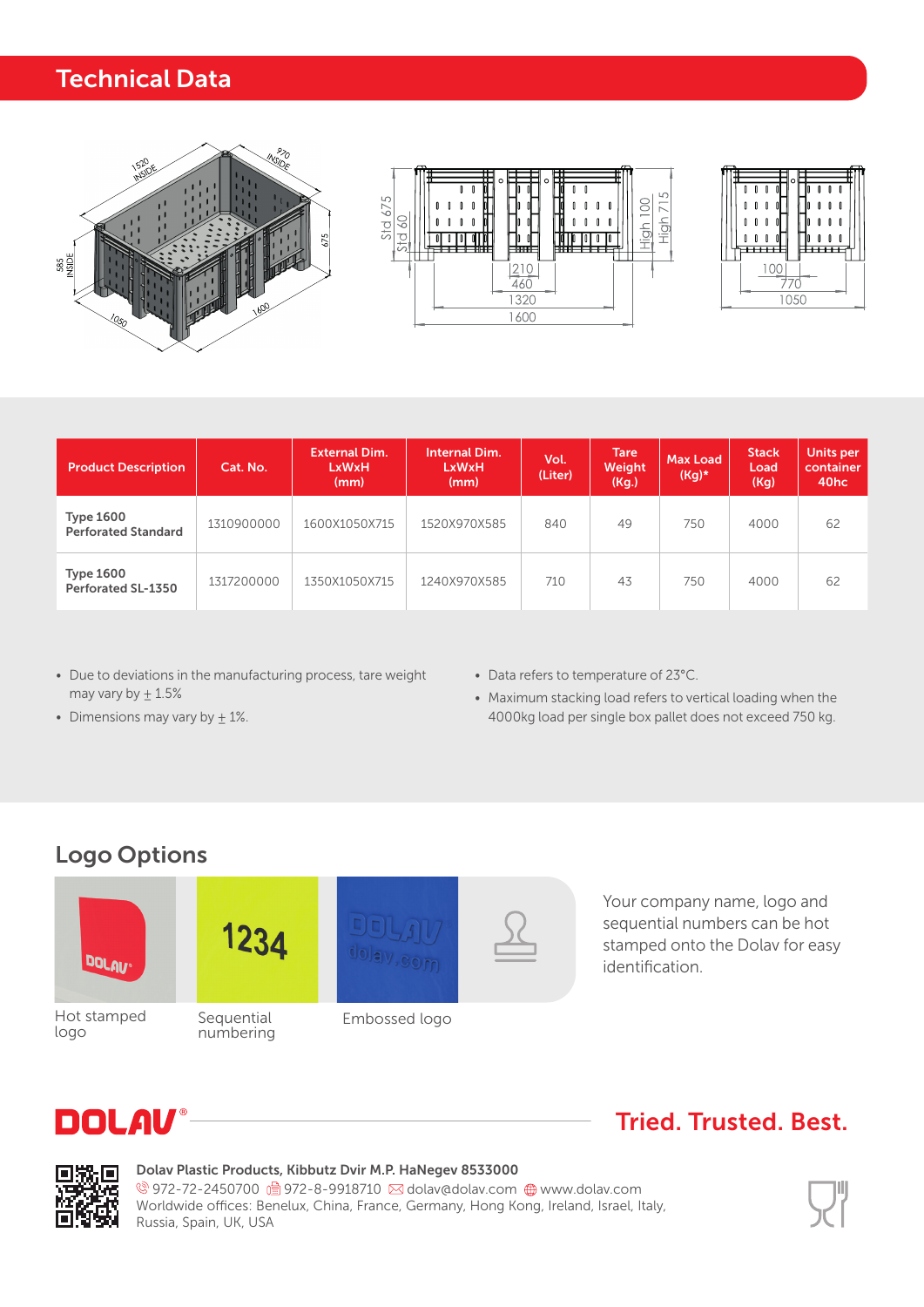## Technical Data

1520 INSIDE
970 INSIDE
585 INSIDE
675
1050
1600

Std 675
Std 60
210
460
1320
1600
High 100
High 715

100
770
1050

| Product Description | Cat. No. | External Dim. LxWxH (mm) | Internal Dim. LxWxH (mm) | Vol. (Liter) | Tare Weight (Kg.) | Max Load (Kg)* | Stack Load (Kg) | Units per container 40hc |
|---|---|---|---|---|---|---|---|---|
| **Type 1600 Perforated Standard** | 1310900000 | 1600X1050X715 | 1520X970X585 | 840 | 49 | 750 | 4000 | 62 |
| **Type 1600 Perforated SL-1350** | 1317200000 | 1350X1050X715 | 1240X970X585 | 710 | 43 | 750 | 4000 | 62 |

- Due to deviations in the manufacturing process, tare weight may vary by ± 1.5%
- Dimensions may vary by ± 1%.
- Data refers to temperature of 23°C.
- Maximum stacking load refers to vertical loading when the 4000kg load per single box pallet does not exceed 750 kg.

## Logo Options

Hot stamped logo

Sequential numbering

Embossed logo

Your company name, logo and sequential numbers can be hot stamped onto the Dolav for easy identification.

**DOLAV®** **Tried. Trusted. Best.**

**Dolav Plastic Products, Kibbutz Dvir M.P. HaNegev 8533000**
972-72-2450700 972-8-9918710 dolav@dolav.com www.dolav.com
Worldwide offices: Benelux, China, France, Germany, Hong Kong, Ireland, Israel, Italy, Russia, Spain, UK, USA